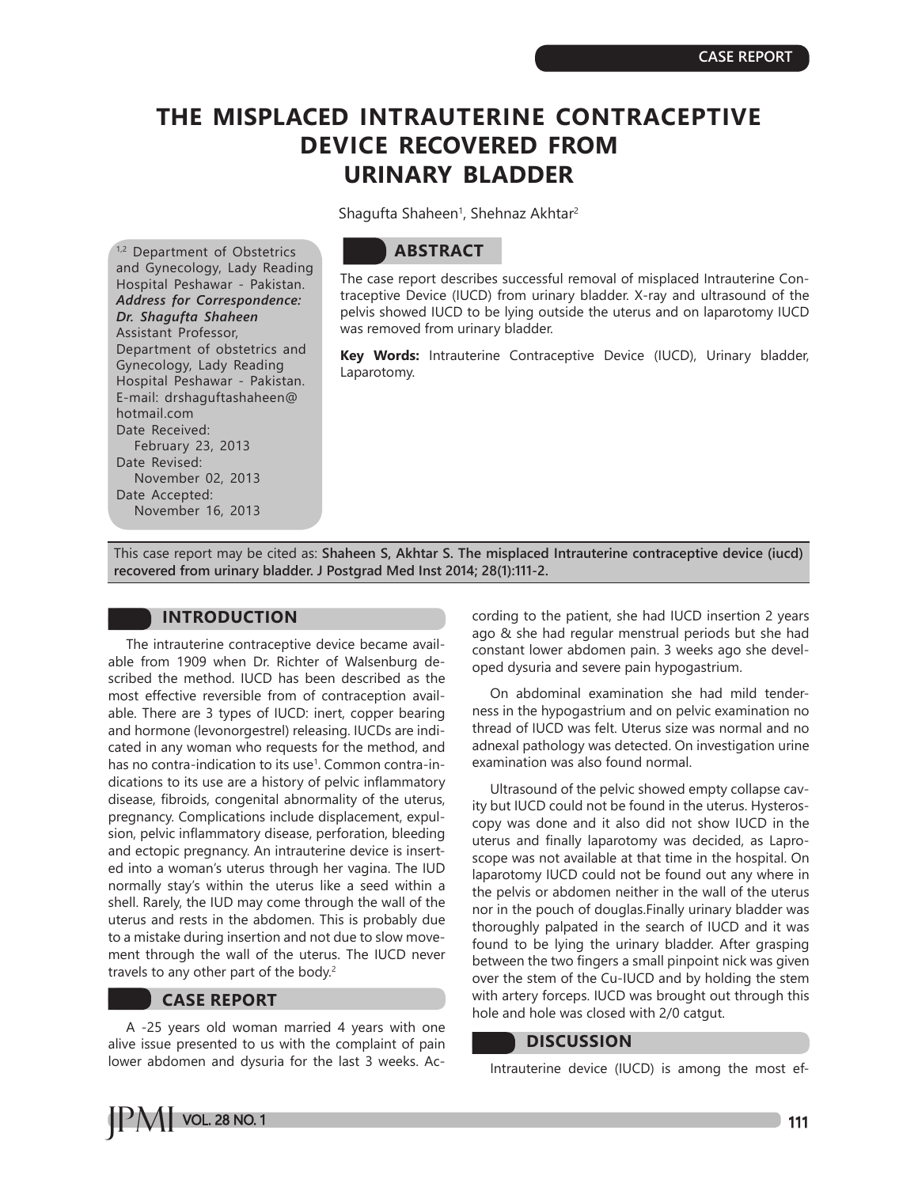CASE REPORT

# THE MISPLACED INTRAUTERINE CONTRACEPTIVE DEVICE RECOVERED FROM URINARY BLADDER

Shagufta Shaheen[1], Shehnaz Akhtar[2]

[1,2] Department of Obstetrics and Gynecology, Lady Reading Hospital Peshawar - Pakistan.
***Address for Correspondence:***
***Dr. Shagufta Shaheen***
Assistant Professor,
Department of obstetrics and Gynecology, Lady Reading Hospital Peshawar - Pakistan.
E-mail: drshaguftashaheen@hotmail.com
Date Received:
February 23, 2013
Date Revised:
November 02, 2013
Date Accepted:
November 16, 2013

## ABSTRACT

The case report describes successful removal of misplaced Intrauterine Contraceptive Device (IUCD) from urinary bladder. X-ray and ultrasound of the pelvis showed IUCD to be lying outside the uterus and on laparotomy IUCD was removed from urinary bladder.

**Key Words:** Intrauterine Contraceptive Device (IUCD), Urinary bladder, Laparotomy.

This case report may be cited as: **Shaheen S, Akhtar S. The misplaced Intrauterine contraceptive device (iucd) recovered from urinary bladder. J Postgrad Med Inst 2014; 28(1):111-2.**

## INTRODUCTION

The intrauterine contraceptive device became available from 1909 when Dr. Richter of Walsenburg described the method. IUCD has been described as the most effective reversible from of contraception available. There are 3 types of IUCD: inert, copper bearing and hormone (levonorgestrel) releasing. IUCDs are indicated in any woman who requests for the method, and has no contra-indication to its use[1]. Common contra-indications to its use are a history of pelvic inflammatory disease, fibroids, congenital abnormality of the uterus, pregnancy. Complications include displacement, expulsion, pelvic inflammatory disease, perforation, bleeding and ectopic pregnancy. An intrauterine device is inserted into a woman's uterus through her vagina. The IUD normally stay's within the uterus like a seed within a shell. Rarely, the IUD may come through the wall of the uterus and rests in the abdomen. This is probably due to a mistake during insertion and not due to slow movement through the wall of the uterus. The IUCD never travels to any other part of the body.[2]

## CASE REPORT

A -25 years old woman married 4 years with one alive issue presented to us with the complaint of pain lower abdomen and dysuria for the last 3 weeks. According to the patient, she had IUCD insertion 2 years ago & she had regular menstrual periods but she had constant lower abdomen pain. 3 weeks ago she developed dysuria and severe pain hypogastrium.

On abdominal examination she had mild tenderness in the hypogastrium and on pelvic examination no thread of IUCD was felt. Uterus size was normal and no adnexal pathology was detected. On investigation urine examination was also found normal.

Ultrasound of the pelvic showed empty collapse cavity but IUCD could not be found in the uterus. Hysteroscopy was done and it also did not show IUCD in the uterus and finally laparotomy was decided, as Laproscope was not available at that time in the hospital. On laparotomy IUCD could not be found out any where in the pelvis or abdomen neither in the wall of the uterus nor in the pouch of douglas.Finally urinary bladder was thoroughly palpated in the search of IUCD and it was found to be lying the urinary bladder. After grasping between the two fingers a small pinpoint nick was given over the stem of the Cu-IUCD and by holding the stem with artery forceps. IUCD was brought out through this hole and hole was closed with 2/0 catgut.

## DISCUSSION

Intrauterine device (IUCD) is among the most ef-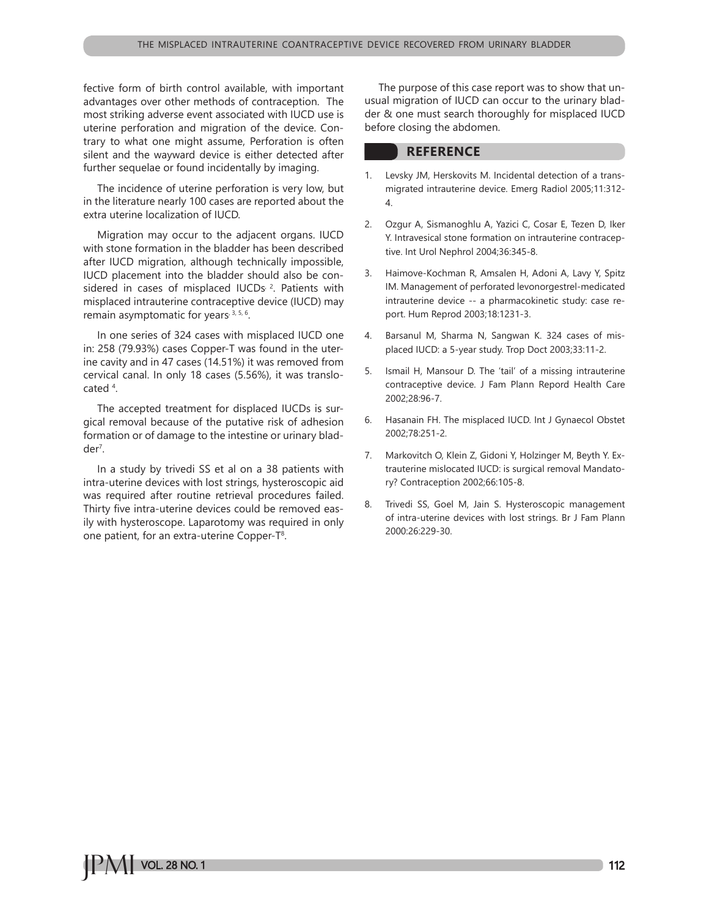fective form of birth control available, with important advantages over other methods of contraception. The most striking adverse event associated with IUCD use is uterine perforation and migration of the device. Contrary to what one might assume, Perforation is often silent and the wayward device is either detected after further sequelae or found incidentally by imaging.

The incidence of uterine perforation is very low, but in the literature nearly 100 cases are reported about the extra uterine localization of IUCD.

Migration may occur to the adjacent organs. IUCD with stone formation in the bladder has been described after IUCD migration, although technically impossible, IUCD placement into the bladder should also be considered in cases of misplaced IUCDs[2]. Patients with misplaced intrauterine contraceptive device (IUCD) may remain asymptomatic for years[3,5,6].

In one series of 324 cases with misplaced IUCD one in: 258 (79.93%) cases Copper-T was found in the uterine cavity and in 47 cases (14.51%) it was removed from cervical canal. In only 18 cases (5.56%), it was translocated [4].

The accepted treatment for displaced IUCDs is surgical removal because of the putative risk of adhesion formation or of damage to the intestine or urinary bladder[7].

In a study by trivedi SS et al on a 38 patients with intra-uterine devices with lost strings, hysteroscopic aid was required after routine retrieval procedures failed. Thirty five intra-uterine devices could be removed easily with hysteroscope. Laparotomy was required in only one patient, for an extra-uterine Copper-T[8].

The purpose of this case report was to show that unusual migration of IUCD can occur to the urinary bladder & one must search thoroughly for misplaced IUCD before closing the abdomen.

## REFERENCE

1. Levsky JM, Herskovits M. Incidental detection of a transmigrated intrauterine device. Emerg Radiol 2005;11:312-4.
2. Ozgur A, Sismanoghlu A, Yazici C, Cosar E, Tezen D, Iker Y. Intravesical stone formation on intrauterine contraceptive. Int Urol Nephrol 2004;36:345-8.
3. Haimove-Kochman R, Amsalen H, Adoni A, Lavy Y, Spitz IM. Management of perforated levonorgestrel-medicated intrauterine device -- a pharmacokinetic study: case report. Hum Reprod 2003;18:1231-3.
4. Barsanul M, Sharma N, Sangwan K. 324 cases of misplaced IUCD: a 5-year study. Trop Doct 2003;33:11-2.
5. Ismail H, Mansour D. The 'tail' of a missing intrauterine contraceptive device. J Fam Plann Repord Health Care 2002;28:96-7.
6. Hasanain FH. The misplaced IUCD. Int J Gynaecol Obstet 2002;78:251-2.
7. Markovitch O, Klein Z, Gidoni Y, Holzinger M, Beyth Y. Extrauterine mislocated IUCD: is surgical removal Mandatory? Contraception 2002;66:105-8.
8. Trivedi SS, Goel M, Jain S. Hysteroscopic management of intra-uterine devices with lost strings. Br J Fam Plann 2000:26:229-30.